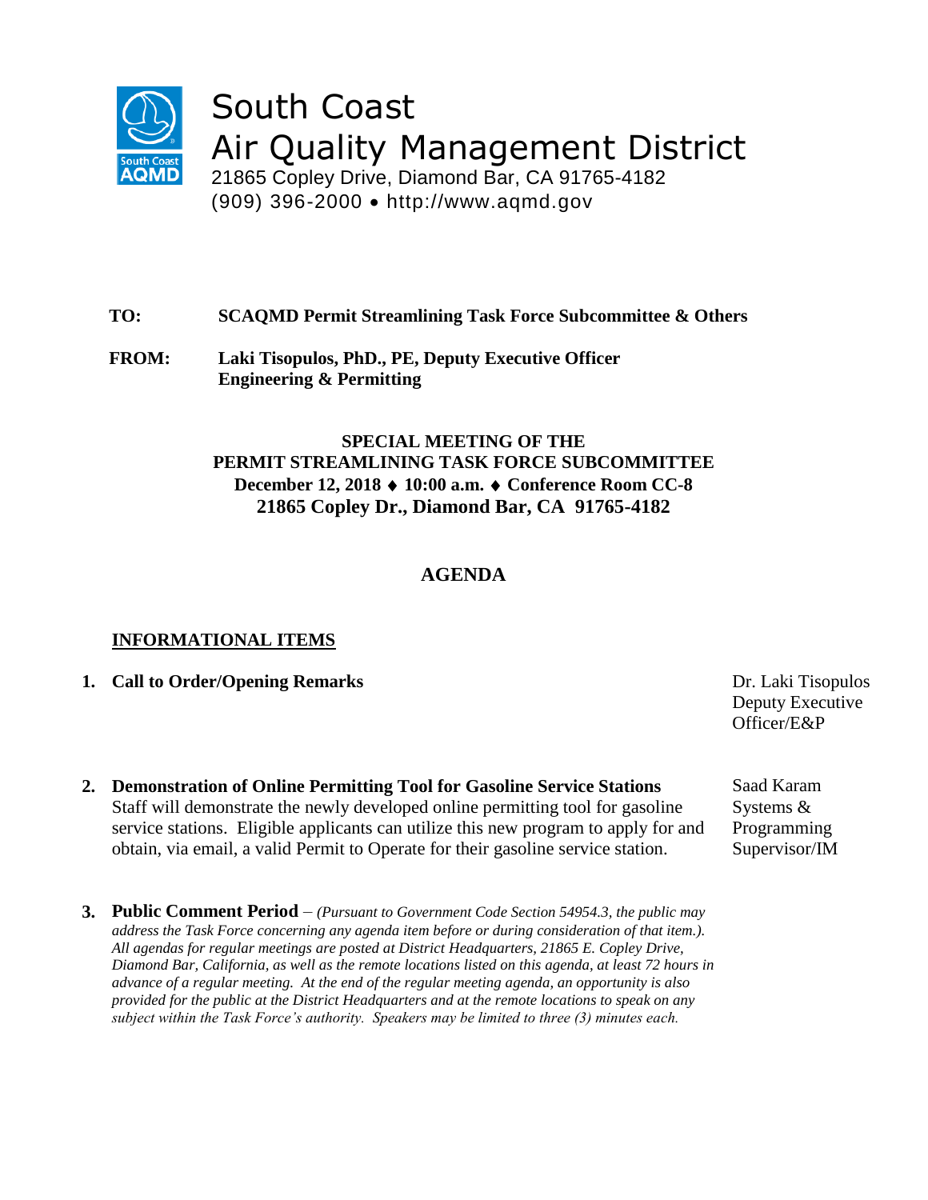# South Coast Air Quality Management District

21865 Copley Drive, Diamond Bar, CA 91765-4182
(909) 396-2000 • http://www.aqmd.gov

**TO:** **SCAQMD Permit Streamlining Task Force Subcommittee & Others**

**FROM:** **Laki Tisopulos, PhD., PE, Deputy Executive Officer Engineering & Permitting**

**SPECIAL MEETING OF THE
PERMIT STREAMLINING TASK FORCE SUBCOMMITTEE
December 12, 2018 ♦ 10:00 a.m. ♦ Conference Room CC-8
21865 Copley Dr., Diamond Bar, CA 91765-4182**

## AGENDA

**INFORMATIONAL ITEMS**

1. **Call to Order/Opening Remarks** — Dr. Laki Tisopulos, Deputy Executive Officer/E&P

2. **Demonstration of Online Permitting Tool for Gasoline Service Stations** — Saad Karam, Systems & Programming Supervisor/IM
   Staff will demonstrate the newly developed online permitting tool for gasoline service stations. Eligible applicants can utilize this new program to apply for and obtain, via email, a valid Permit to Operate for their gasoline service station.

3. **Public Comment Period** – *(Pursuant to Government Code Section 54954.3, the public may address the Task Force concerning any agenda item before or during consideration of that item.). All agendas for regular meetings are posted at District Headquarters, 21865 E. Copley Drive, Diamond Bar, California, as well as the remote locations listed on this agenda, at least 72 hours in advance of a regular meeting. At the end of the regular meeting agenda, an opportunity is also provided for the public at the District Headquarters and at the remote locations to speak on any subject within the Task Force's authority. Speakers may be limited to three (3) minutes each.*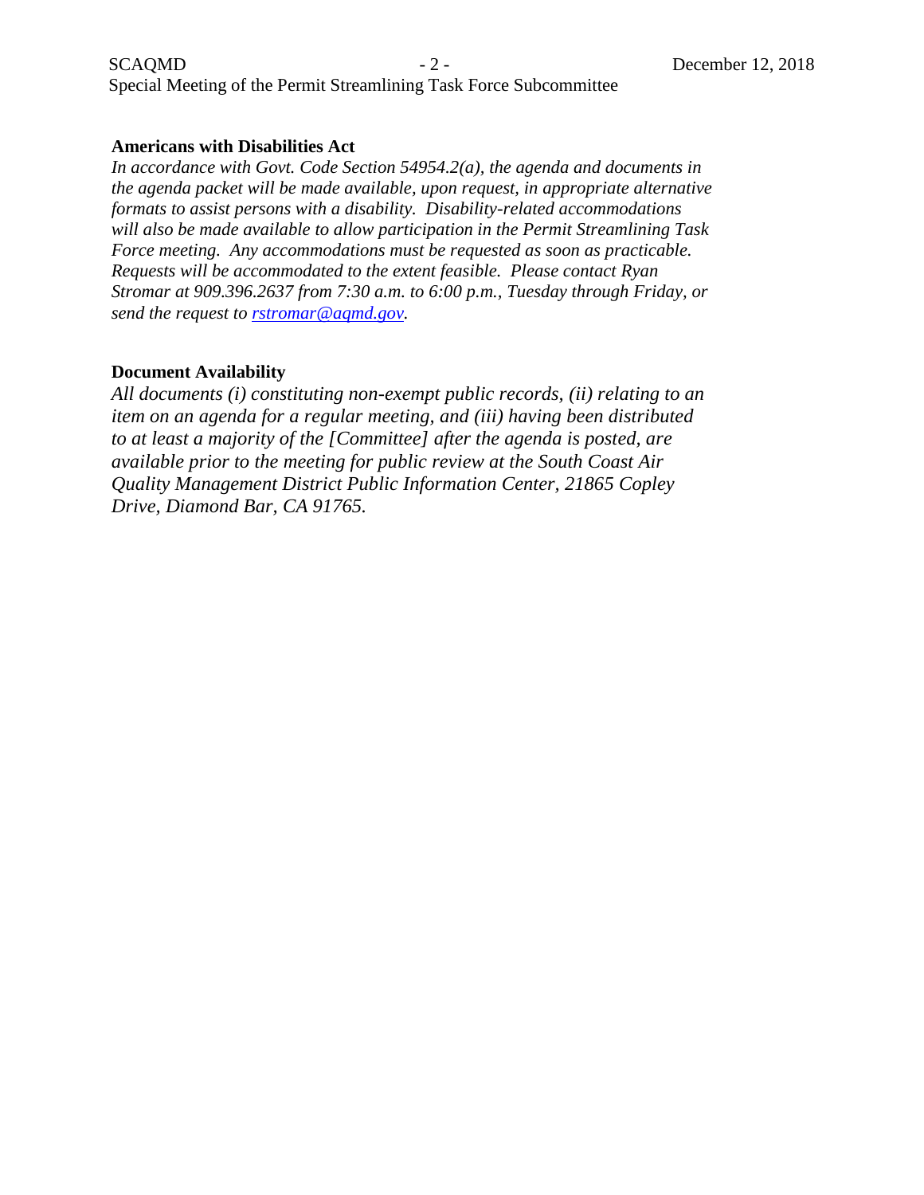**Americans with Disabilities Act**

*In accordance with Govt. Code Section 54954.2(a), the agenda and documents in the agenda packet will be made available, upon request, in appropriate alternative formats to assist persons with a disability. Disability-related accommodations will also be made available to allow participation in the Permit Streamlining Task Force meeting. Any accommodations must be requested as soon as practicable. Requests will be accommodated to the extent feasible. Please contact Ryan Stromar at 909.396.2637 from 7:30 a.m. to 6:00 p.m., Tuesday through Friday, or send the request to rstromar@aqmd.gov.*

**Document Availability**

*All documents (i) constituting non-exempt public records, (ii) relating to an item on an agenda for a regular meeting, and (iii) having been distributed to at least a majority of the [Committee] after the agenda is posted, are available prior to the meeting for public review at the South Coast Air Quality Management District Public Information Center, 21865 Copley Drive, Diamond Bar, CA 91765.*